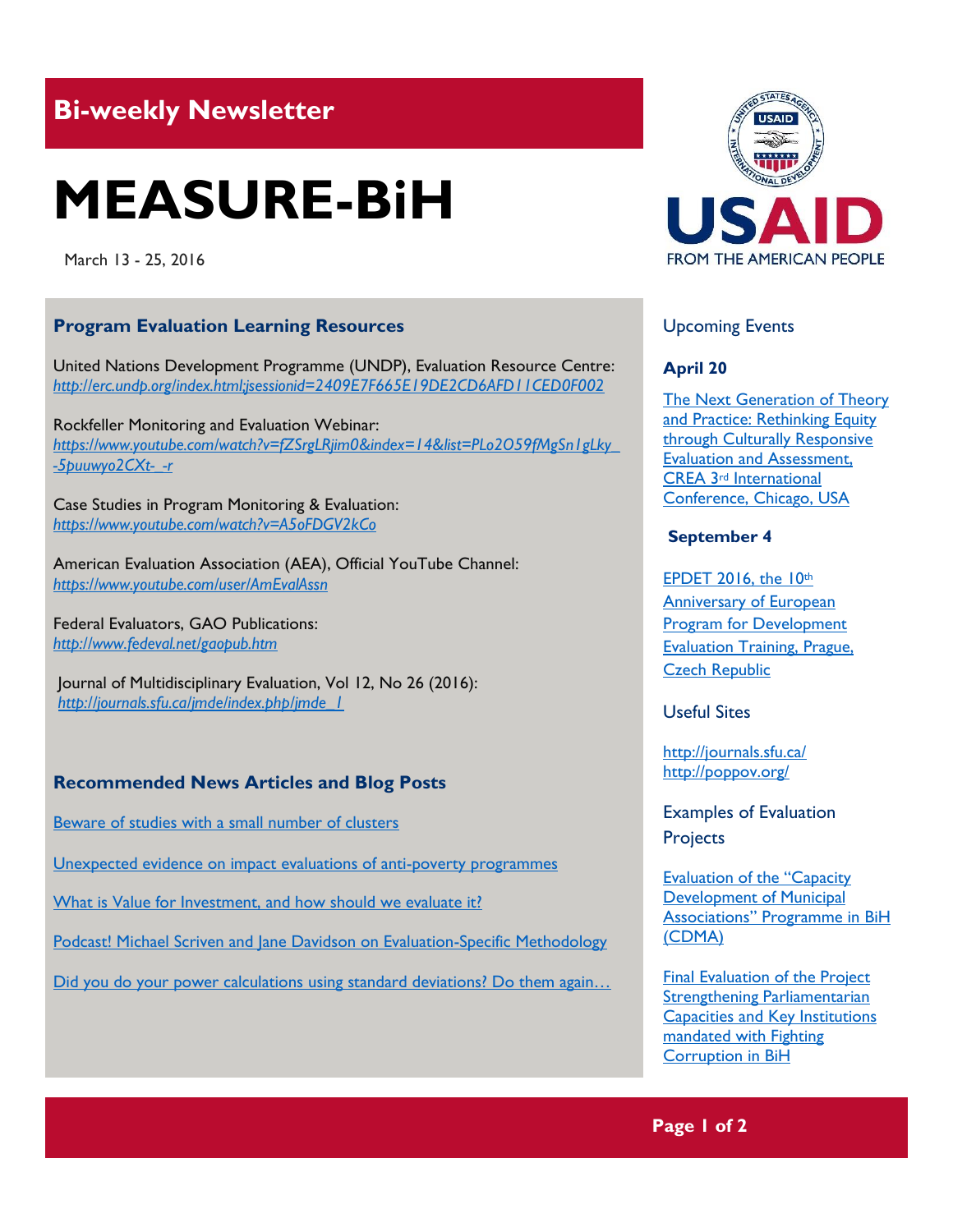## Bi-weekly Newsletter

# MEASURE-BiH

March 13 - 25, 2016

### Program Evaluation Learning Resources

United Nations Development Programme (UNDP), Evaluation Resource Centre:
*http://erc.undp.org/index.html;jsessionid=2409E7F665E19DE2CD6AFD11CED0F002*

Rockefeller Monitoring and Evaluation Webinar:
*https://www.youtube.com/watch?v=fZSrgLRjim0&index=14&list=PLo2O59fMgSn1gLky_-5puuwyo2CXt-_-r*

Case Studies in Program Monitoring & Evaluation:
*https://www.youtube.com/watch?v=A5oFDGV2kCo*

American Evaluation Association (AEA), Official YouTube Channel:
*https://www.youtube.com/user/AmEvalAssn*

Federal Evaluators, GAO Publications:
*http://www.fedeval.net/gaopub.htm*

Journal of Multidisciplinary Evaluation, Vol 12, No 26 (2016):
*http://journals.sfu.ca/jmde/index.php/jmde_1*

### Recommended News Articles and Blog Posts

Beware of studies with a small number of clusters

Unexpected evidence on impact evaluations of anti-poverty programmes

What is Value for Investment, and how should we evaluate it?

Podcast! Michael Scriven and Jane Davidson on Evaluation-Specific Methodology

Did you do your power calculations using standard deviations? Do them again…

### Upcoming Events

**April 20**

The Next Generation of Theory and Practice: Rethinking Equity through Culturally Responsive Evaluation and Assessment, CREA 3rd International Conference, Chicago, USA

**September 4**

EPDET 2016, the 10th Anniversary of European Program for Development Evaluation Training, Prague, Czech Republic

### Useful Sites

http://journals.sfu.ca/
http://poppov.org/

### Examples of Evaluation Projects

Evaluation of the "Capacity Development of Municipal Associations" Programme in BiH (CDMA)

Final Evaluation of the Project Strengthening Parliamentarian Capacities and Key Institutions mandated with Fighting Corruption in BiH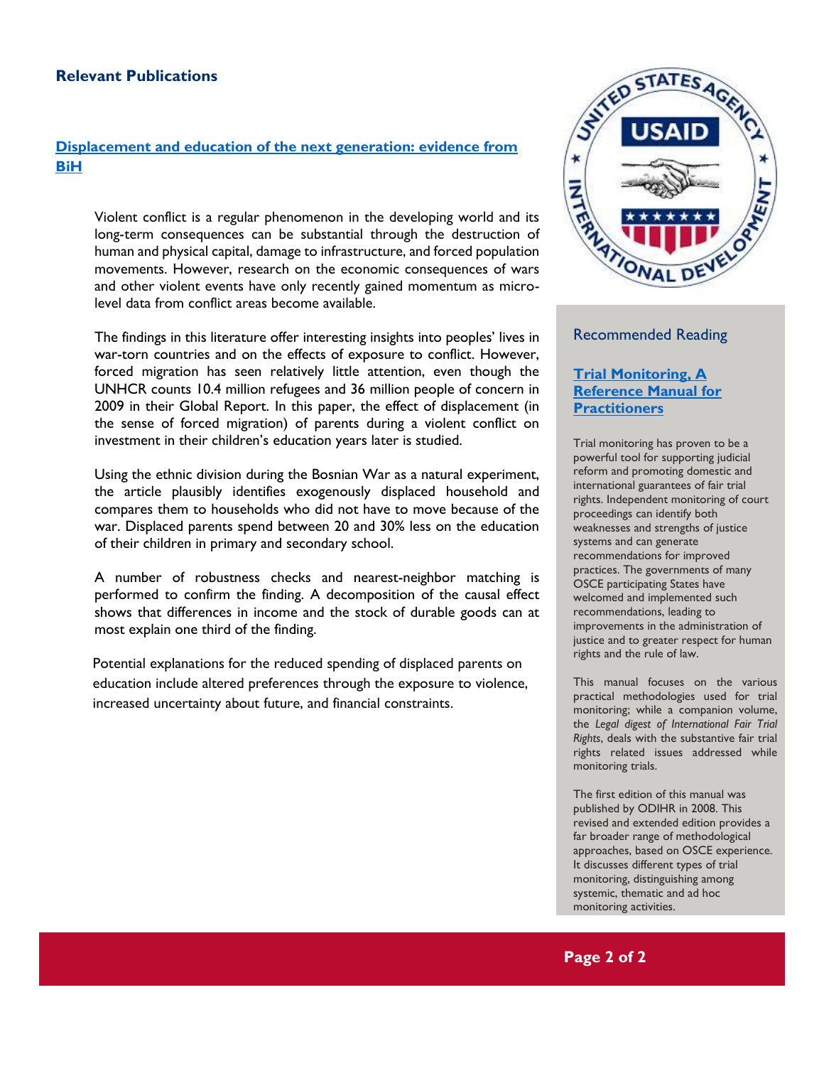## Relevant Publications

### [Displacement and education of the next generation: evidence from BiH]

Violent conflict is a regular phenomenon in the developing world and its long-term consequences can be substantial through the destruction of human and physical capital, damage to infrastructure, and forced population movements. However, research on the economic consequences of wars and other violent events have only recently gained momentum as micro-level data from conflict areas become available.

The findings in this literature offer interesting insights into peoples' lives in war-torn countries and on the effects of exposure to conflict. However, forced migration has seen relatively little attention, even though the UNHCR counts 10.4 million refugees and 36 million people of concern in 2009 in their Global Report. In this paper, the effect of displacement (in the sense of forced migration) of parents during a violent conflict on investment in their children's education years later is studied.

Using the ethnic division during the Bosnian War as a natural experiment, the article plausibly identifies exogenously displaced household and compares them to households who did not have to move because of the war. Displaced parents spend between 20 and 30% less on the education of their children in primary and secondary school.

A number of robustness checks and nearest-neighbor matching is performed to confirm the finding. A decomposition of the causal effect shows that differences in income and the stock of durable goods can at most explain one third of the finding.

Potential explanations for the reduced spending of displaced parents on education include altered preferences through the exposure to violence, increased uncertainty about future, and financial constraints.

### Recommended Reading

**[Trial Monitoring, A Reference Manual for Practitioners]**

Trial monitoring has proven to be a powerful tool for supporting judicial reform and promoting domestic and international guarantees of fair trial rights. Independent monitoring of court proceedings can identify both weaknesses and strengths of justice systems and can generate recommendations for improved practices. The governments of many OSCE participating States have welcomed and implemented such recommendations, leading to improvements in the administration of justice and to greater respect for human rights and the rule of law.

This manual focuses on the various practical methodologies used for trial monitoring; while a companion volume, the *Legal digest of International Fair Trial Rights*, deals with the substantive fair trial rights related issues addressed while monitoring trials.

The first edition of this manual was published by ODIHR in 2008. This revised and extended edition provides a far broader range of methodological approaches, based on OSCE experience. It discusses different types of trial monitoring, distinguishing among systemic, thematic and ad hoc monitoring activities.